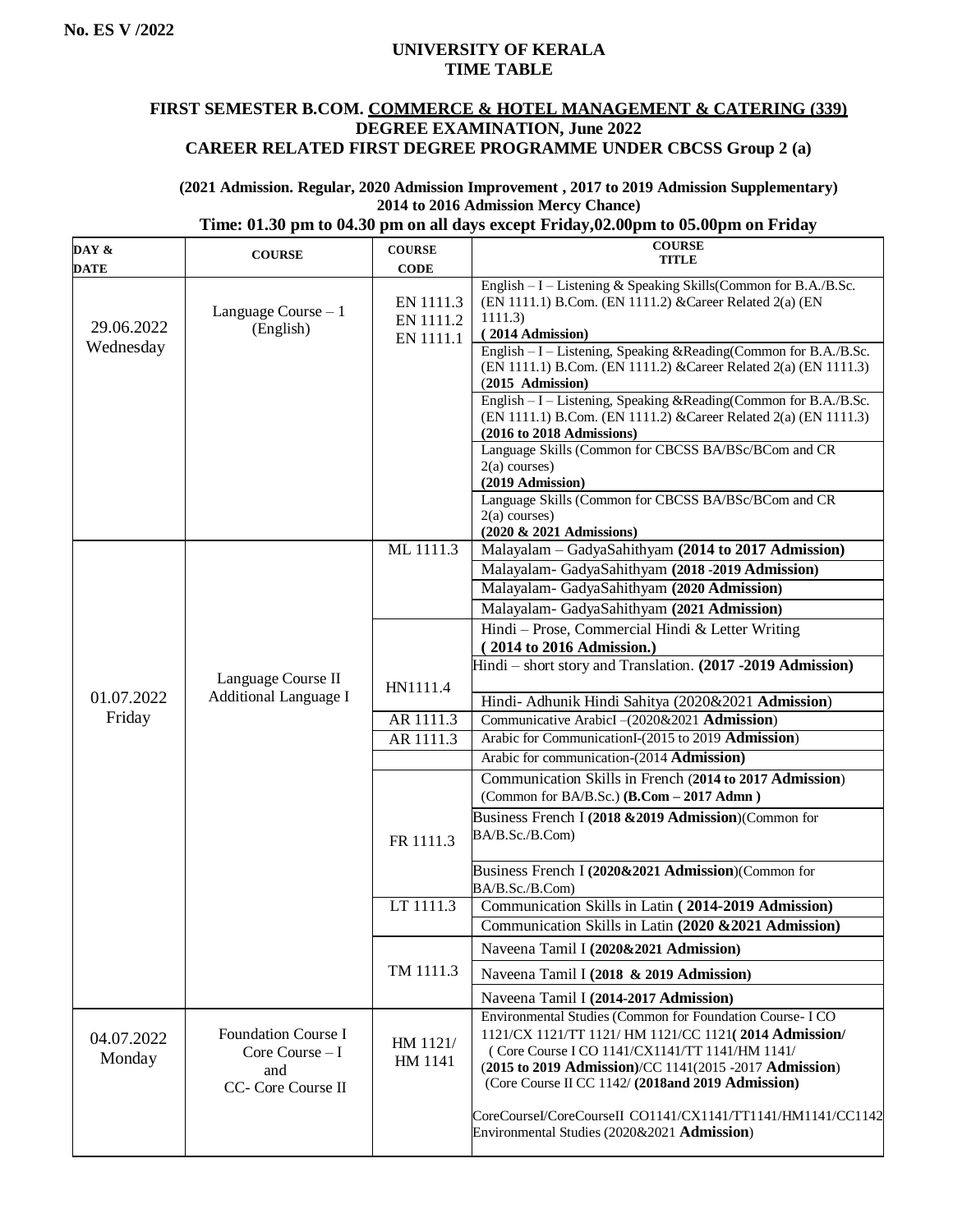**No. ES V /2022**

**UNIVERSITY OF KERALA**
**TIME TABLE**

**FIRST SEMESTER B.COM. COMMERCE & HOTEL MANAGEMENT & CATERING (339) DEGREE EXAMINATION, June 2022**
**CAREER RELATED FIRST DEGREE PROGRAMME UNDER CBCSS Group 2 (a)**

**(2021 Admission. Regular, 2020 Admission Improvement , 2017 to 2019 Admission Supplementary)**
**2014 to 2016 Admission Mercy Chance)**
**Time: 01.30 pm to 04.30 pm on all days except Friday,02.00pm to 05.00pm on Friday**

| DAY & DATE | COURSE | COURSE CODE | COURSE TITLE |
|---|---|---|---|
| 29.06.2022 Wednesday | Language Course – 1 (English) | EN 1111.3 EN 1111.2 EN 1111.1 | English – I – Listening & Speaking Skills(Common for B.A./B.Sc. (EN 1111.1) B.Com. (EN 1111.2) &Career Related 2(a) (EN 1111.3) **( 2014 Admission)** |
| | | | English – I – Listening, Speaking &Reading(Common for B.A./B.Sc. (EN 1111.1) B.Com. (EN 1111.2) &Career Related 2(a) (EN 1111.3) (**2015 Admission)** |
| | | | English – I – Listening, Speaking &Reading(Common for B.A./B.Sc. (EN 1111.1) B.Com. (EN 1111.2) &Career Related 2(a) (EN 1111.3) **(2016 to 2018 Admissions)** |
| | | | Language Skills (Common for CBCSS BA/BSc/BCom and CR 2(a) courses) **(2019 Admission)** |
| | | | Language Skills (Common for CBCSS BA/BSc/BCom and CR 2(a) courses) **(2020 & 2021 Admissions)** |
| 01.07.2022 Friday | Language Course II Additional Language I | ML 1111.3 | Malayalam – GadyaSahithyam **(2014 to 2017 Admission)** |
| | | | Malayalam- GadyaSahithyam **(2018 -2019 Admission)** |
| | | | Malayalam- GadyaSahithyam **(2020 Admission)** |
| | | | Malayalam- GadyaSahithyam **(2021 Admission)** |
| | | HN1111.4 | Hindi – Prose, Commercial Hindi & Letter Writing **( 2014 to 2016 Admission.)** |
| | | | Hindi – short story and Translation. **(2017 -2019 Admission)** |
| | | | Hindi- Adhunik Hindi Sahitya (2020&2021 **Admission**) |
| | | AR 1111.3 | Communicative ArabicI –(2020&2021 **Admission**) |
| | | AR 1111.3 | Arabic for CommunicationI-(2015 to 2019 **Admission**) |
| | | | Arabic for communication-(2014 **Admission)** |
| | | FR 1111.3 | Communication Skills in French (**2014 to 2017 Admission**) (Common for BA/B.Sc.) **(B.Com – 2017 Admn )** |
| | | | Business French I **(2018 &2019 Admission)**(Common for BA/B.Sc./B.Com) |
| | | | Business French I **(2020&2021 Admission)**(Common for BA/B.Sc./B.Com) |
| | | LT 1111.3 | Communication Skills in Latin **( 2014-2019 Admission)** |
| | | | Communication Skills in Latin **(2020 &2021 Admission)** |
| | | TM 1111.3 | Naveena Tamil I **(2020&2021 Admission)** |
| | | | Naveena Tamil I **(2018 & 2019 Admission)** |
| | | | Naveena Tamil I **(2014-2017 Admission)** |
| 04.07.2022 Monday | Foundation Course I Core Course – I and CC- Core Course II | HM 1121/ HM 1141 | Environmental Studies (Common for Foundation Course- I CO 1121/CX 1121/TT 1121/ HM 1121/CC 1121**( 2014 Admission/** ( Core Course I CO 1141/CX1141/TT 1141/HM 1141/ (**2015 to 2019 Admission)**/CC 1141(2015 -2017 **Admission**) (Core Course II CC 1142/ **(2018and 2019 Admission)** CoreCourseI/CoreCourseII CO1141/CX1141/TT1141/HM1141/CC1142 Environmental Studies (2020&2021 **Admission**) |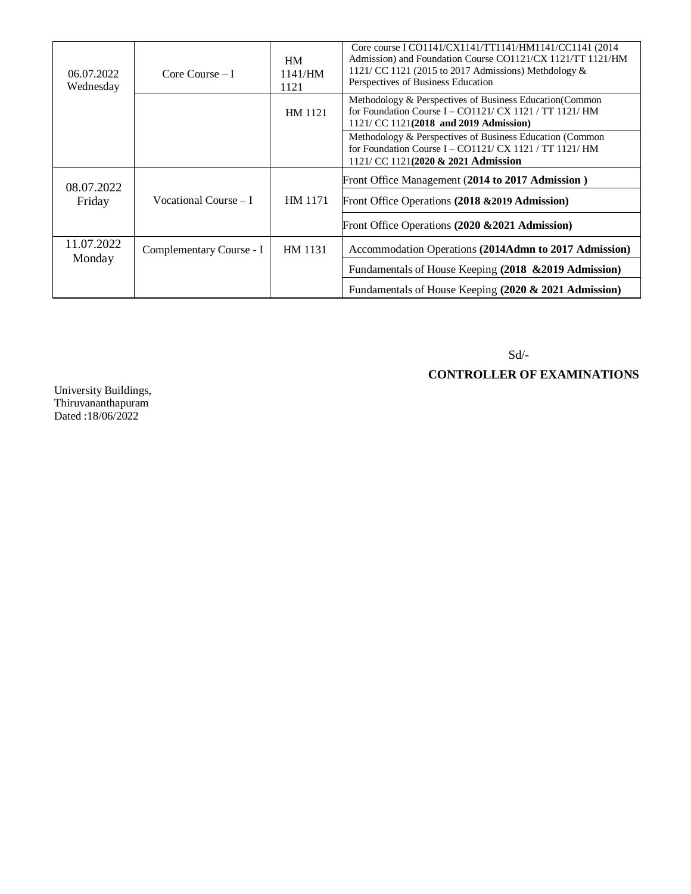| | | | |
|---|---|---|---|
| 06.07.2022 Wednesday | Core Course – I | HM 1141/HM 1121 | Core course I CO1141/CX1141/TT1141/HM1141/CC1141 (2014 Admission) and Foundation Course CO1121/CX 1121/TT 1121/HM 1121/ CC 1121 (2015 to 2017 Admissions) Methdology & Perspectives of Business Education |
| | | HM 1121 | Methodology & Perspectives of Business Education(Common for Foundation Course I – CO1121/ CX 1121 / TT 1121/ HM 1121/ CC 1121**(2018 and 2019 Admission)** |
| | | | Methodology & Perspectives of Business Education (Common for Foundation Course I – CO1121/ CX 1121 / TT 1121/ HM 1121/ CC 1121**(2020 & 2021 Admission** |
| 08.07.2022 Friday | Vocational Course – I | HM 1171 | Front Office Management (**2014 to 2017 Admission )** |
| | | | Front Office Operations **(2018 &2019 Admission)** |
| | | | Front Office Operations **(2020 &2021 Admission)** |
| 11.07.2022 Monday | Complementary Course - I | HM 1131 | Accommodation Operations **(2014Admn to 2017 Admission)** |
| | | | Fundamentals of House Keeping **(2018 &2019 Admission)** |
| | | | Fundamentals of House Keeping **(2020 & 2021 Admission)** |

Sd/-

**CONTROLLER OF EXAMINATIONS**

University Buildings,
Thiruvananthapuram
Dated :18/06/2022